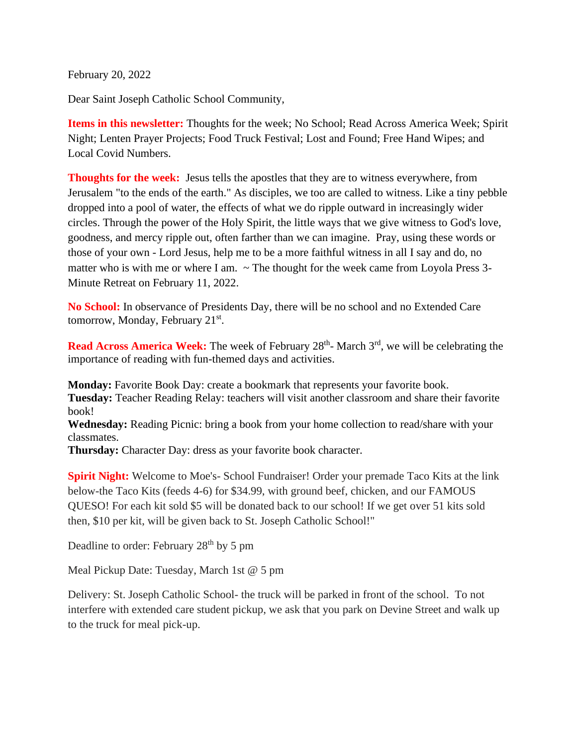February 20, 2022

Dear Saint Joseph Catholic School Community,

**Items in this newsletter:** Thoughts for the week; No School; Read Across America Week; Spirit Night; Lenten Prayer Projects; Food Truck Festival; Lost and Found; Free Hand Wipes; and Local Covid Numbers.

**Thoughts for the week:** Jesus tells the apostles that they are to witness everywhere, from Jerusalem "to the ends of the earth." As disciples, we too are called to witness. Like a tiny pebble dropped into a pool of water, the effects of what we do ripple outward in increasingly wider circles. Through the power of the Holy Spirit, the little ways that we give witness to God's love, goodness, and mercy ripple out, often farther than we can imagine. Pray, using these words or those of your own - Lord Jesus, help me to be a more faithful witness in all I say and do, no matter who is with me or where I am. ~ The thought for the week came from Loyola Press 3-Minute Retreat on February 11, 2022.

**No School:** In observance of Presidents Day, there will be no school and no Extended Care tomorrow, Monday, February 21st.

**Read Across America Week:** The week of February 28th- March 3rd, we will be celebrating the importance of reading with fun-themed days and activities.

**Monday:** Favorite Book Day: create a bookmark that represents your favorite book.
**Tuesday:** Teacher Reading Relay: teachers will visit another classroom and share their favorite book!
**Wednesday:** Reading Picnic: bring a book from your home collection to read/share with your classmates.
**Thursday:** Character Day: dress as your favorite book character.

**Spirit Night:** Welcome to Moe's- School Fundraiser! Order your premade Taco Kits at the link below-the Taco Kits (feeds 4-6) for $34.99, with ground beef, chicken, and our FAMOUS QUESO! For each kit sold $5 will be donated back to our school! If we get over 51 kits sold then, $10 per kit, will be given back to St. Joseph Catholic School!"

Deadline to order: February 28th by 5 pm

Meal Pickup Date: Tuesday, March 1st @ 5 pm

Delivery: St. Joseph Catholic School- the truck will be parked in front of the school. To not interfere with extended care student pickup, we ask that you park on Devine Street and walk up to the truck for meal pick-up.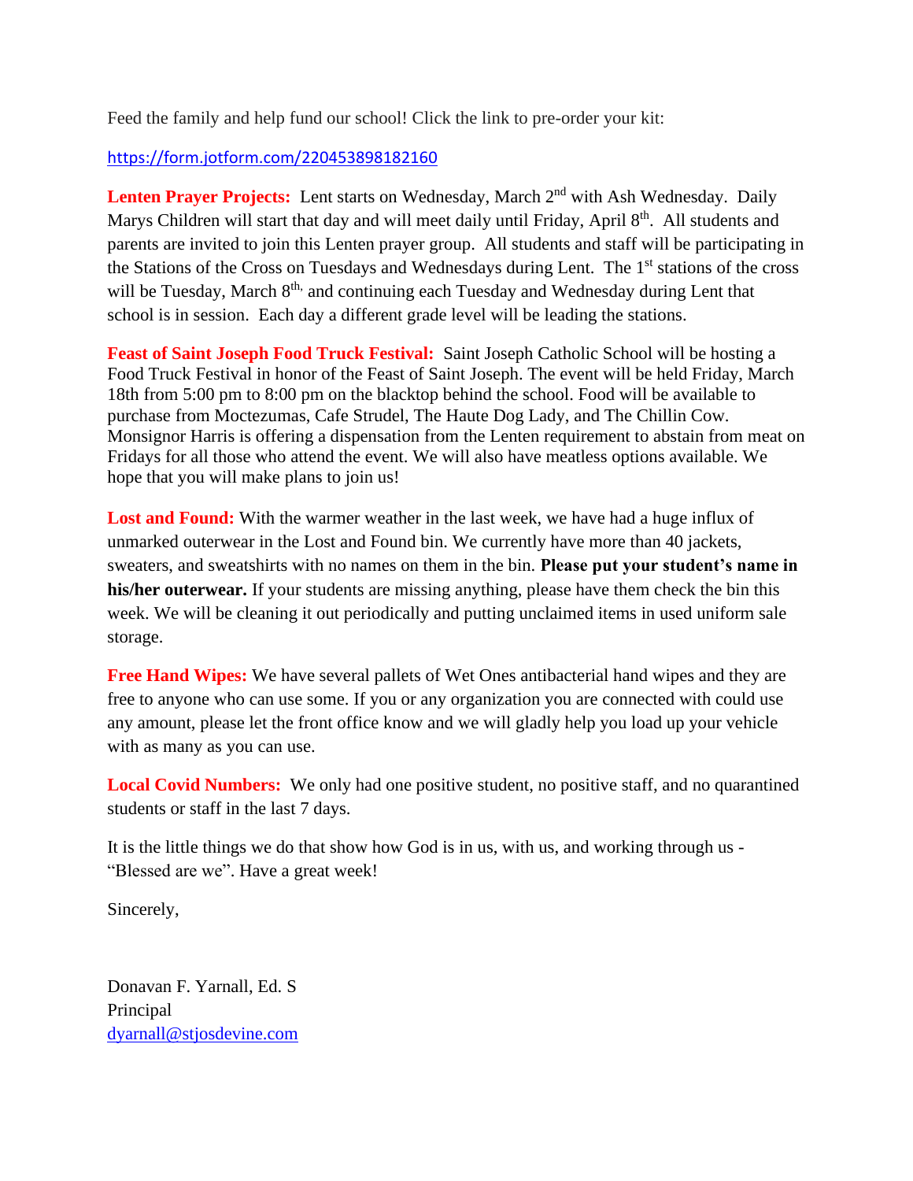Feed the family and help fund our school! Click the link to pre-order your kit:

https://form.jotform.com/220453898182160

**Lenten Prayer Projects:** Lent starts on Wednesday, March 2nd with Ash Wednesday. Daily Marys Children will start that day and will meet daily until Friday, April 8th. All students and parents are invited to join this Lenten prayer group. All students and staff will be participating in the Stations of the Cross on Tuesdays and Wednesdays during Lent. The 1st stations of the cross will be Tuesday, March 8th, and continuing each Tuesday and Wednesday during Lent that school is in session. Each day a different grade level will be leading the stations.

**Feast of Saint Joseph Food Truck Festival:** Saint Joseph Catholic School will be hosting a Food Truck Festival in honor of the Feast of Saint Joseph. The event will be held Friday, March 18th from 5:00 pm to 8:00 pm on the blacktop behind the school. Food will be available to purchase from Moctezumas, Cafe Strudel, The Haute Dog Lady, and The Chillin Cow. Monsignor Harris is offering a dispensation from the Lenten requirement to abstain from meat on Fridays for all those who attend the event. We will also have meatless options available. We hope that you will make plans to join us!

**Lost and Found:** With the warmer weather in the last week, we have had a huge influx of unmarked outerwear in the Lost and Found bin. We currently have more than 40 jackets, sweaters, and sweatshirts with no names on them in the bin. **Please put your student's name in his/her outerwear.** If your students are missing anything, please have them check the bin this week. We will be cleaning it out periodically and putting unclaimed items in used uniform sale storage.

**Free Hand Wipes:** We have several pallets of Wet Ones antibacterial hand wipes and they are free to anyone who can use some. If you or any organization you are connected with could use any amount, please let the front office know and we will gladly help you load up your vehicle with as many as you can use.

**Local Covid Numbers:** We only had one positive student, no positive staff, and no quarantined students or staff in the last 7 days.

It is the little things we do that show how God is in us, with us, and working through us - "Blessed are we". Have a great week!

Sincerely,

Donavan F. Yarnall, Ed. S
Principal
dyarnall@stjosdevine.com